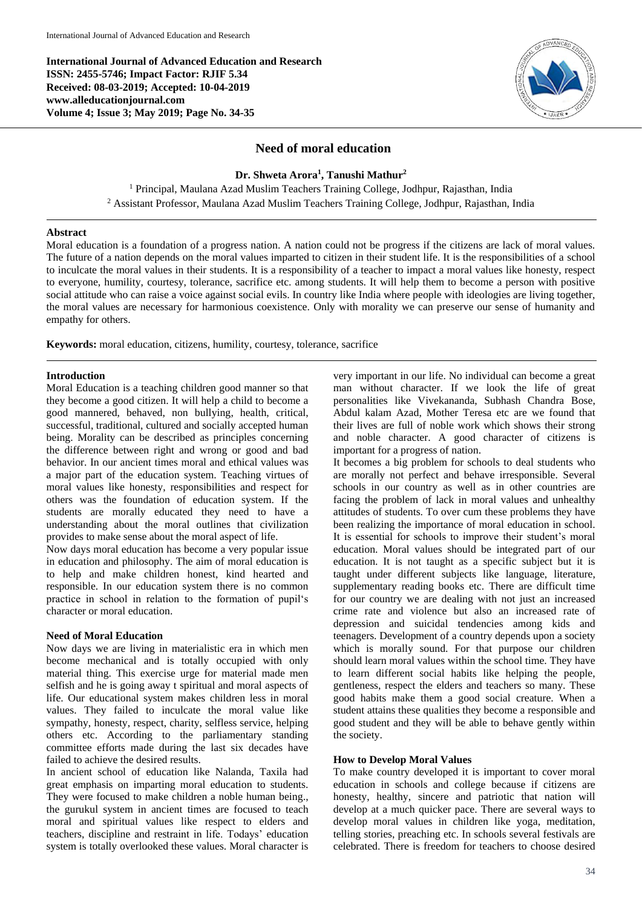**International Journal of Advanced Education and Research**
**ISSN: 2455-5746; Impact Factor: RJIF 5.34**
**Received: 08-03-2019; Accepted: 10-04-2019**
**www.alleducationjournal.com**
**Volume 4; Issue 3; May 2019; Page No. 34-35**

# Need of moral education

**Dr. Shweta Arora[1], Tanushi Mathur[2]**

[1] Principal, Maulana Azad Muslim Teachers Training College, Jodhpur, Rajasthan, India
[2] Assistant Professor, Maulana Azad Muslim Teachers Training College, Jodhpur, Rajasthan, India

## Abstract

Moral education is a foundation of a progress nation. A nation could not be progress if the citizens are lack of moral values. The future of a nation depends on the moral values imparted to citizen in their student life. It is the responsibilities of a school to inculcate the moral values in their students. It is a responsibility of a teacher to impact a moral values like honesty, respect to everyone, humility, courtesy, tolerance, sacrifice etc. among students. It will help them to become a person with positive social attitude who can raise a voice against social evils. In country like India where people with ideologies are living together, the moral values are necessary for harmonious coexistence. Only with morality we can preserve our sense of humanity and empathy for others.

**Keywords:** moral education, citizens, humility, courtesy, tolerance, sacrifice

## Introduction

Moral Education is a teaching children good manner so that they become a good citizen. It will help a child to become a good mannered, behaved, non bullying, health, critical, successful, traditional, cultured and socially accepted human being. Morality can be described as principles concerning the difference between right and wrong or good and bad behavior. In our ancient times moral and ethical values was a major part of the education system. Teaching virtues of moral values like honesty, responsibilities and respect for others was the foundation of education system. If the students are morally educated they need to have a understanding about the moral outlines that civilization provides to make sense about the moral aspect of life.

Now days moral education has become a very popular issue in education and philosophy. The aim of moral education is to help and make children honest, kind hearted and responsible. In our education system there is no common practice in school in relation to the formation of pupil's character or moral education.

### Need of Moral Education

Now days we are living in materialistic era in which men become mechanical and is totally occupied with only material thing. This exercise urge for material made men selfish and he is going away t spiritual and moral aspects of life. Our educational system makes children less in moral values. They failed to inculcate the moral value like sympathy, honesty, respect, charity, selfless service, helping others etc. According to the parliamentary standing committee efforts made during the last six decades have failed to achieve the desired results.

In ancient school of education like Nalanda, Taxila had great emphasis on imparting moral education to students. They were focused to make children a noble human being., the gurukul system in ancient times are focused to teach moral and spiritual values like respect to elders and teachers, discipline and restraint in life. Todays' education system is totally overlooked these values. Moral character is very important in our life. No individual can become a great man without character. If we look the life of great personalities like Vivekananda, Subhash Chandra Bose, Abdul kalam Azad, Mother Teresa etc are we found that their lives are full of noble work which shows their strong and noble character. A good character of citizens is important for a progress of nation.

It becomes a big problem for schools to deal students who are morally not perfect and behave irresponsible. Several schools in our country as well as in other countries are facing the problem of lack in moral values and unhealthy attitudes of students. To over cum these problems they have been realizing the importance of moral education in school. It is essential for schools to improve their student's moral education. Moral values should be integrated part of our education. It is not taught as a specific subject but it is taught under different subjects like language, literature, supplementary reading books etc. There are difficult time for our country we are dealing with not just an increased crime rate and violence but also an increased rate of depression and suicidal tendencies among kids and teenagers. Development of a country depends upon a society which is morally sound. For that purpose our children should learn moral values within the school time. They have to learn different social habits like helping the people, gentleness, respect the elders and teachers so many. These good habits make them a good social creature. When a student attains these qualities they become a responsible and good student and they will be able to behave gently within the society.

### How to Develop Moral Values

To make country developed it is important to cover moral education in schools and college because if citizens are honesty, healthy, sincere and patriotic that nation will develop at a much quicker pace. There are several ways to develop moral values in children like yoga, meditation, telling stories, preaching etc. In schools several festivals are celebrated. There is freedom for teachers to choose desired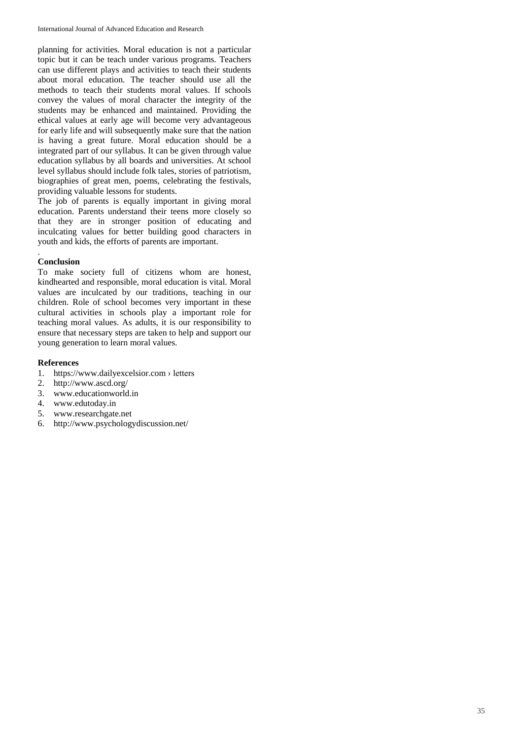planning for activities. Moral education is not a particular topic but it can be teach under various programs. Teachers can use different plays and activities to teach their students about moral education. The teacher should use all the methods to teach their students moral values. If schools convey the values of moral character the integrity of the students may be enhanced and maintained. Providing the ethical values at early age will become very advantageous for early life and will subsequently make sure that the nation is having a great future. Moral education should be a integrated part of our syllabus. It can be given through value education syllabus by all boards and universities. At school level syllabus should include folk tales, stories of patriotism, biographies of great men, poems, celebrating the festivals, providing valuable lessons for students.

The job of parents is equally important in giving moral education. Parents understand their teens more closely so that they are in stronger position of educating and inculcating values for better building good characters in youth and kids, the efforts of parents are important.

.

## Conclusion

To make society full of citizens whom are honest, kindhearted and responsible, moral education is vital. Moral values are inculcated by our traditions, teaching in our children. Role of school becomes very important in these cultural activities in schools play a important role for teaching moral values. As adults, it is our responsibility to ensure that necessary steps are taken to help and support our young generation to learn moral values.

## References

1. https://www.dailyexcelsior.com › letters
2. http://www.ascd.org/
3. www.educationworld.in
4. www.edutoday.in
5. www.researchgate.net
6. http://www.psychologydiscussion.net/